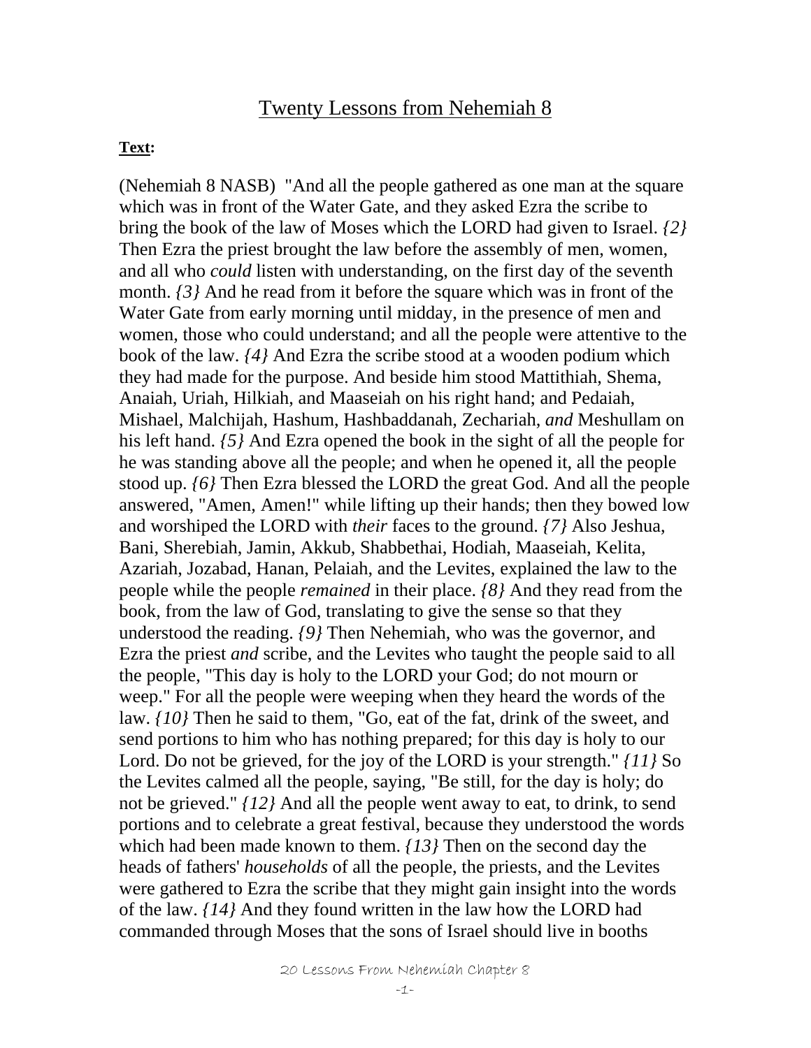# Twenty Lessons from Nehemiah 8

**Text:**

(Nehemiah 8 NASB) "And all the people gathered as one man at the square which was in front of the Water Gate, and they asked Ezra the scribe to bring the book of the law of Moses which the LORD had given to Israel. *{2}* Then Ezra the priest brought the law before the assembly of men, women, and all who *could* listen with understanding, on the first day of the seventh month. *{3}* And he read from it before the square which was in front of the Water Gate from early morning until midday, in the presence of men and women, those who could understand; and all the people were attentive to the book of the law. *{4}* And Ezra the scribe stood at a wooden podium which they had made for the purpose. And beside him stood Mattithiah, Shema, Anaiah, Uriah, Hilkiah, and Maaseiah on his right hand; and Pedaiah, Mishael, Malchijah, Hashum, Hashbaddanah, Zechariah, *and* Meshullam on his left hand. *{5}* And Ezra opened the book in the sight of all the people for he was standing above all the people; and when he opened it, all the people stood up. *{6}* Then Ezra blessed the LORD the great God. And all the people answered, "Amen, Amen!" while lifting up their hands; then they bowed low and worshiped the LORD with *their* faces to the ground. *{7}* Also Jeshua, Bani, Sherebiah, Jamin, Akkub, Shabbethai, Hodiah, Maaseiah, Kelita, Azariah, Jozabad, Hanan, Pelaiah, and the Levites, explained the law to the people while the people *remained* in their place. *{8}* And they read from the book, from the law of God, translating to give the sense so that they understood the reading. *{9}* Then Nehemiah, who was the governor, and Ezra the priest *and* scribe, and the Levites who taught the people said to all the people, "This day is holy to the LORD your God; do not mourn or weep." For all the people were weeping when they heard the words of the law. *{10}* Then he said to them, "Go, eat of the fat, drink of the sweet, and send portions to him who has nothing prepared; for this day is holy to our Lord. Do not be grieved, for the joy of the LORD is your strength." *{11}* So the Levites calmed all the people, saying, "Be still, for the day is holy; do not be grieved." *{12}* And all the people went away to eat, to drink, to send portions and to celebrate a great festival, because they understood the words which had been made known to them. *{13}* Then on the second day the heads of fathers' *households* of all the people, the priests, and the Levites were gathered to Ezra the scribe that they might gain insight into the words of the law. *{14}* And they found written in the law how the LORD had commanded through Moses that the sons of Israel should live in booths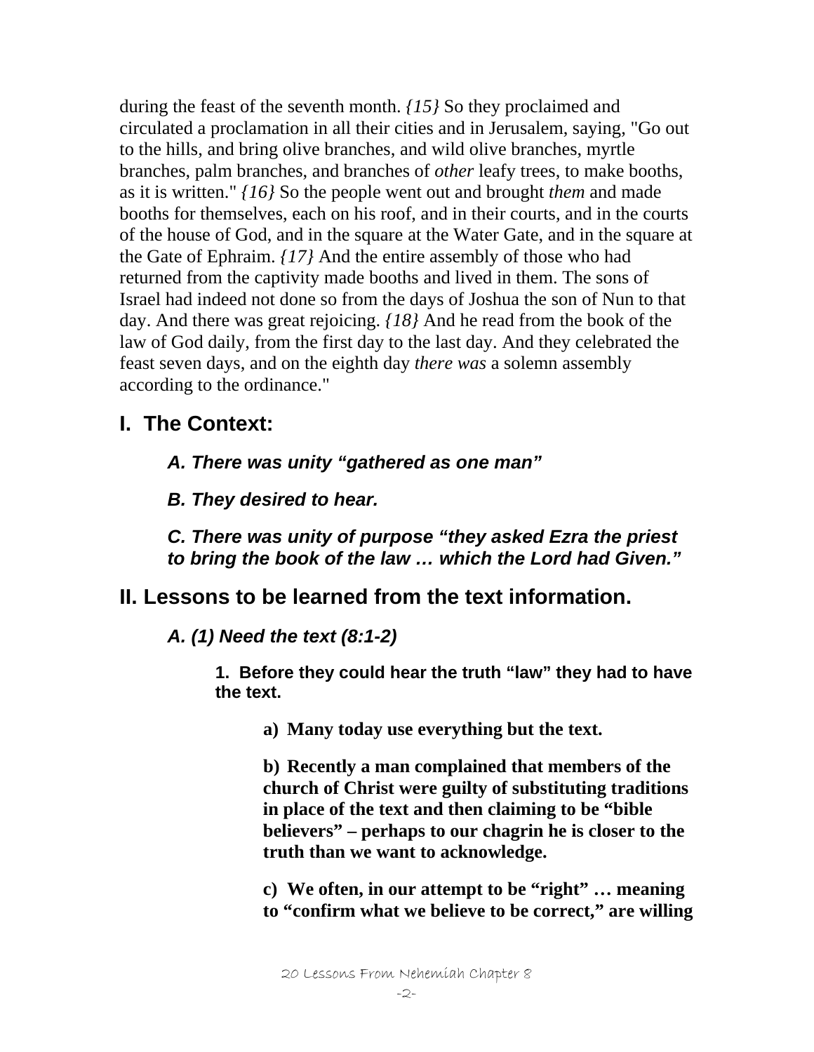during the feast of the seventh month. *{15}* So they proclaimed and circulated a proclamation in all their cities and in Jerusalem, saying, "Go out to the hills, and bring olive branches, and wild olive branches, myrtle branches, palm branches, and branches of *other* leafy trees, to make booths, as it is written." *{16}* So the people went out and brought *them* and made booths for themselves, each on his roof, and in their courts, and in the courts of the house of God, and in the square at the Water Gate, and in the square at the Gate of Ephraim. *{17}* And the entire assembly of those who had returned from the captivity made booths and lived in them. The sons of Israel had indeed not done so from the days of Joshua the son of Nun to that day. And there was great rejoicing. *{18}* And he read from the book of the law of God daily, from the first day to the last day. And they celebrated the feast seven days, and on the eighth day *there was* a solemn assembly according to the ordinance."

## I. The Context:

### *A. There was unity "gathered as one man"*

### *B. They desired to hear.*

### *C. There was unity of purpose "they asked Ezra the priest to bring the book of the law … which the Lord had Given."*

## II. Lessons to be learned from the text information.

### *A. (1) Need the text (8:1-2)*

**1. Before they could hear the truth "law" they had to have the text.**

**a) Many today use everything but the text.**

**b) Recently a man complained that members of the church of Christ were guilty of substituting traditions in place of the text and then claiming to be "bible believers" – perhaps to our chagrin he is closer to the truth than we want to acknowledge.**

**c) We often, in our attempt to be "right" … meaning to "confirm what we believe to be correct," are willing**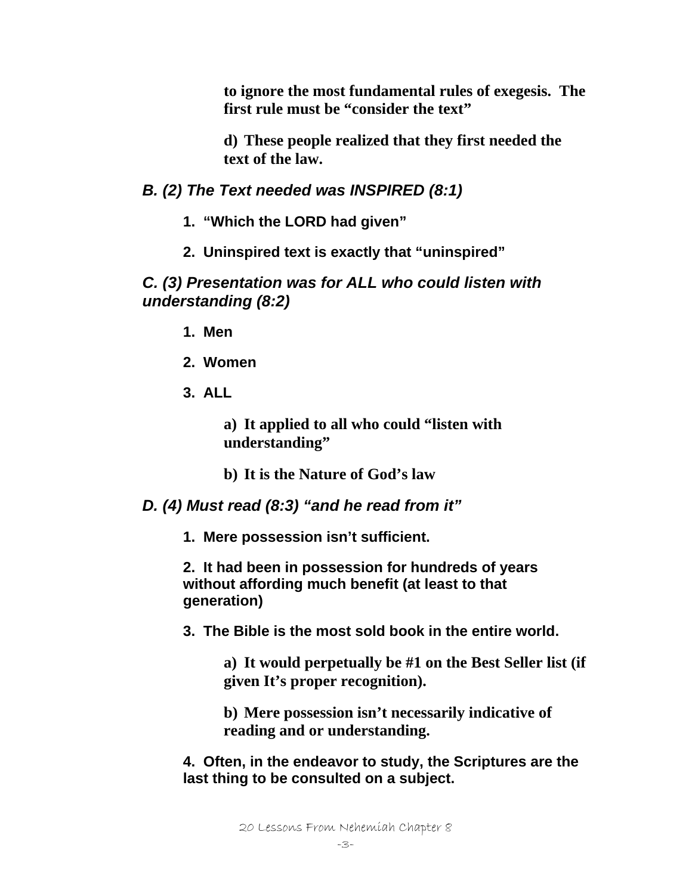to ignore the most fundamental rules of exegesis. The first rule must be "consider the text"

d) These people realized that they first needed the text of the law.

### *B. (2) The Text needed was INSPIRED (8:1)*

**1. "Which the LORD had given"**

**2. Uninspired text is exactly that "uninspired"**

### *C. (3) Presentation was for ALL who could listen with understanding (8:2)*

**1. Men**

**2. Women**

**3. ALL**

**a) It applied to all who could "listen with understanding"**

**b) It is the Nature of God's law**

### *D. (4) Must read (8:3) "and he read from it"*

**1. Mere possession isn't sufficient.**

**2. It had been in possession for hundreds of years without affording much benefit (at least to that generation)**

**3. The Bible is the most sold book in the entire world.**

**a) It would perpetually be #1 on the Best Seller list (if given It's proper recognition).**

**b) Mere possession isn't necessarily indicative of reading and or understanding.**

**4. Often, in the endeavor to study, the Scriptures are the last thing to be consulted on a subject.**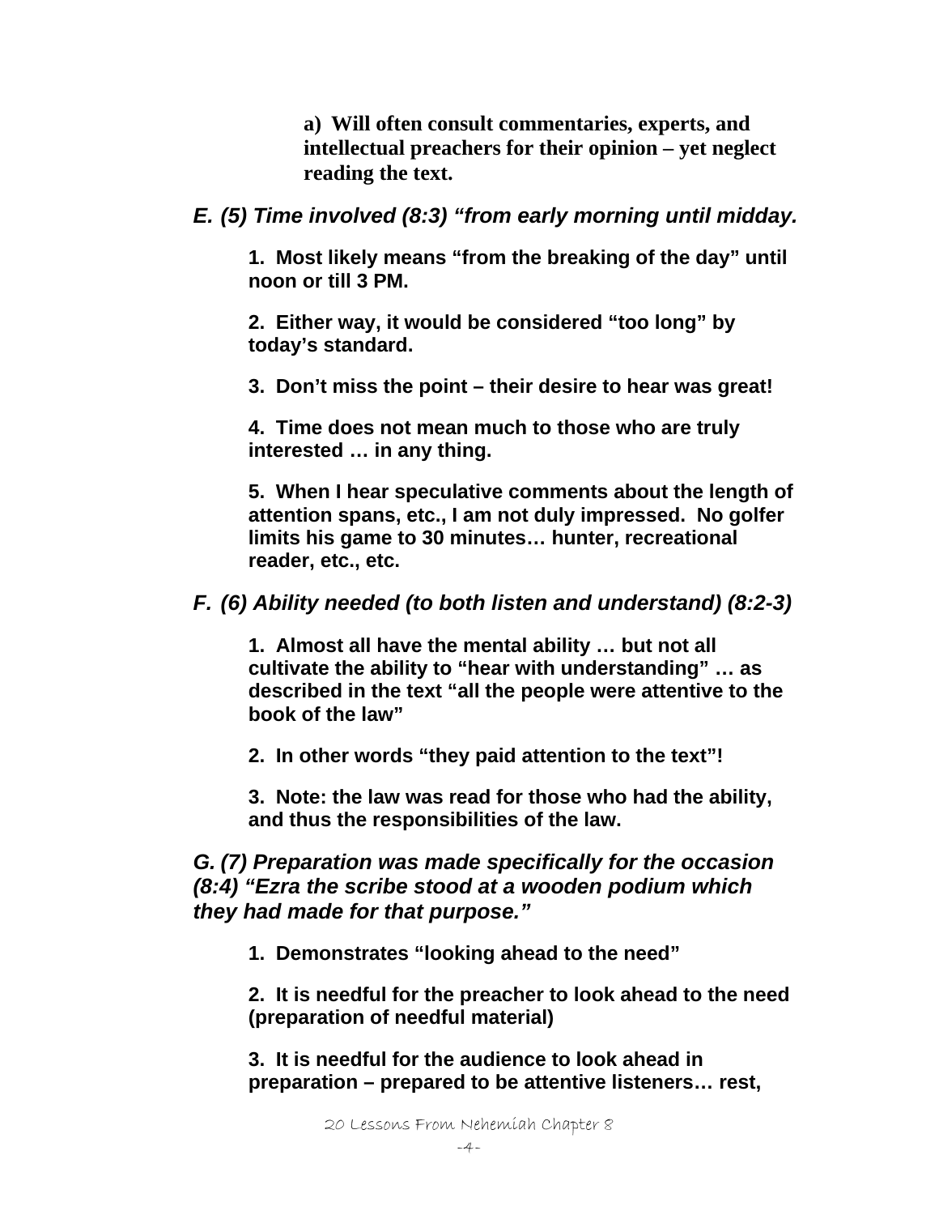**a) Will often consult commentaries, experts, and intellectual preachers for their opinion – yet neglect reading the text.**

***E. (5) Time involved (8:3) "from early morning until midday.***

**1. Most likely means "from the breaking of the day" until noon or till 3 PM.**

**2. Either way, it would be considered "too long" by today's standard.**

**3. Don't miss the point – their desire to hear was great!**

**4. Time does not mean much to those who are truly interested … in any thing.**

**5. When I hear speculative comments about the length of attention spans, etc., I am not duly impressed. No golfer limits his game to 30 minutes… hunter, recreational reader, etc., etc.**

***F. (6) Ability needed (to both listen and understand) (8:2-3)***

**1. Almost all have the mental ability … but not all cultivate the ability to "hear with understanding" … as described in the text "all the people were attentive to the book of the law"**

**2. In other words "they paid attention to the text"!**

**3. Note: the law was read for those who had the ability, and thus the responsibilities of the law.**

***G. (7) Preparation was made specifically for the occasion (8:4) "Ezra the scribe stood at a wooden podium which they had made for that purpose."***

**1. Demonstrates "looking ahead to the need"**

**2. It is needful for the preacher to look ahead to the need (preparation of needful material)**

**3. It is needful for the audience to look ahead in preparation – prepared to be attentive listeners… rest,**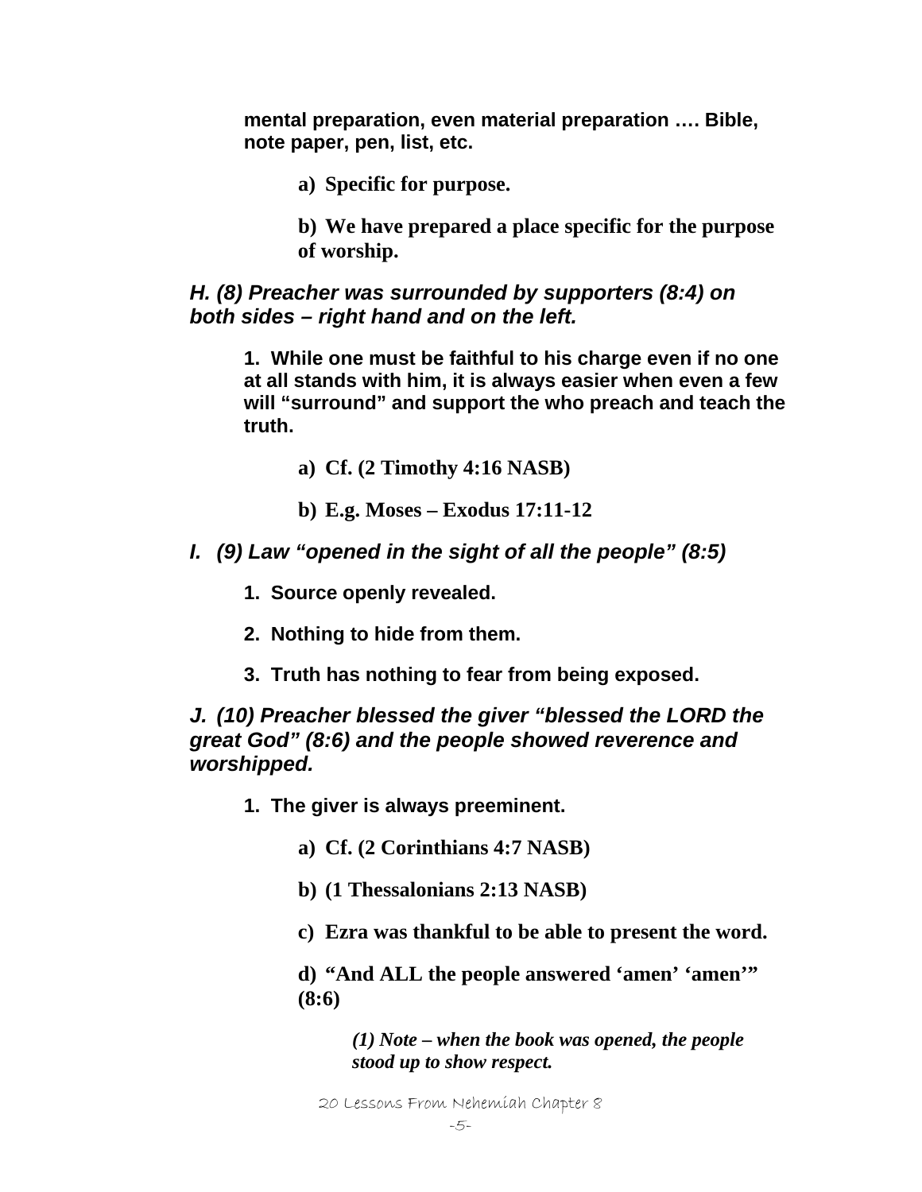**mental preparation, even material preparation …. Bible, note paper, pen, list, etc.**

**a) Specific for purpose.**

**b) We have prepared a place specific for the purpose of worship.**

***H. (8) Preacher was surrounded by supporters (8:4) on both sides – right hand and on the left.***

**1. While one must be faithful to his charge even if no one at all stands with him, it is always easier when even a few will "surround" and support the who preach and teach the truth.**

**a) Cf. (2 Timothy 4:16 NASB)**

**b) E.g. Moses – Exodus 17:11-12**

***I. (9) Law "opened in the sight of all the people" (8:5)***

**1. Source openly revealed.**

**2. Nothing to hide from them.**

**3. Truth has nothing to fear from being exposed.**

***J. (10) Preacher blessed the giver "blessed the LORD the great God" (8:6) and the people showed reverence and worshipped.***

**1. The giver is always preeminent.**

**a) Cf. (2 Corinthians 4:7 NASB)**

**b) (1 Thessalonians 2:13 NASB)**

**c) Ezra was thankful to be able to present the word.**

**d) "And ALL the people answered 'amen' 'amen'" (8:6)**

***(1) Note – when the book was opened, the people stood up to show respect.***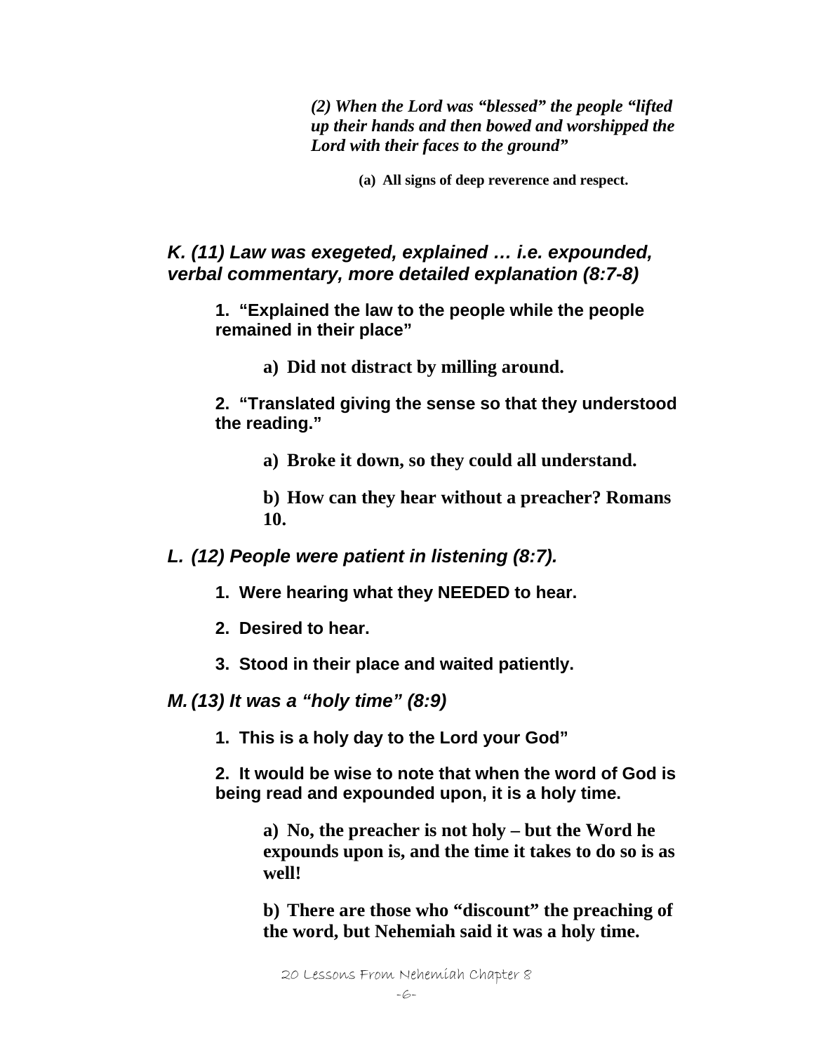*(2) When the Lord was "blessed" the people "lifted up their hands and then bowed and worshipped the Lord with their faces to the ground"*

**(a) All signs of deep reverence and respect.**

### *K. (11) Law was exegeted, explained … i.e. expounded, verbal commentary, more detailed explanation (8:7-8)*

**1. "Explained the law to the people while the people remained in their place"**

**a) Did not distract by milling around.**

**2. "Translated giving the sense so that they understood the reading."**

**a) Broke it down, so they could all understand.**

**b) How can they hear without a preacher? Romans 10.**

### *L. (12) People were patient in listening (8:7).*

**1. Were hearing what they NEEDED to hear.**

**2. Desired to hear.**

**3. Stood in their place and waited patiently.**

### *M. (13) It was a "holy time" (8:9)*

**1. This is a holy day to the Lord your God"**

**2. It would be wise to note that when the word of God is being read and expounded upon, it is a holy time.**

**a) No, the preacher is not holy – but the Word he expounds upon is, and the time it takes to do so is as well!**

**b) There are those who "discount" the preaching of the word, but Nehemiah said it was a holy time.**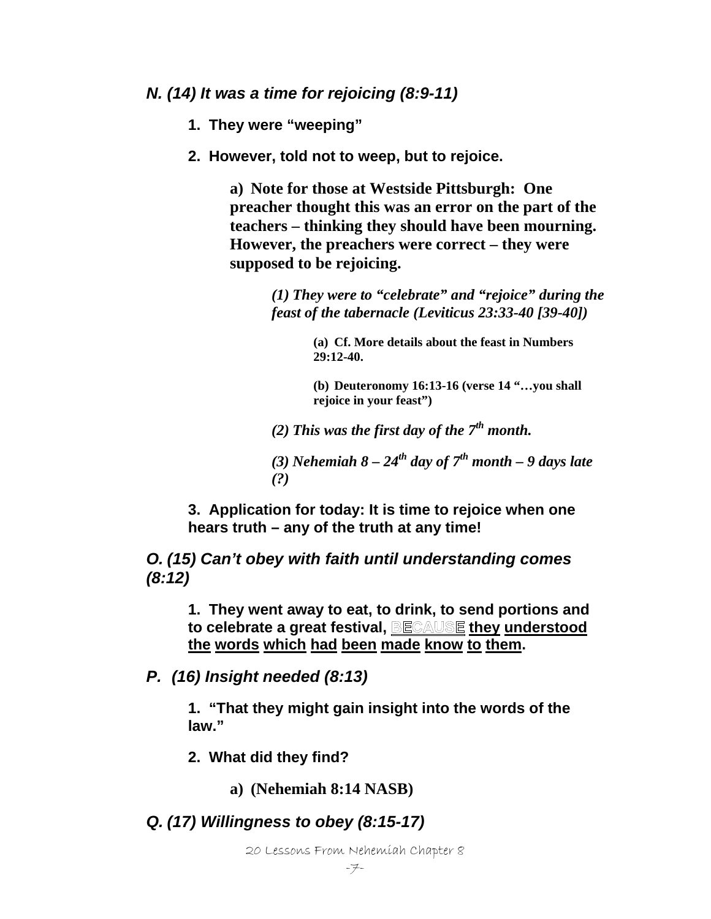### *N. (14) It was a time for rejoicing (8:9-11)*

**1. They were "weeping"**

**2. However, told not to weep, but to rejoice.**

**a) Note for those at Westside Pittsburgh: One preacher thought this was an error on the part of the teachers – thinking they should have been mourning. However, the preachers were correct – they were supposed to be rejoicing.**

***(1) They were to "celebrate" and "rejoice" during the feast of the tabernacle (Leviticus 23:33-40 [39-40])***

**(a) Cf. More details about the feast in Numbers 29:12-40.**

**(b) Deuteronomy 16:13-16 (verse 14 "…you shall rejoice in your feast")**

***(2) This was the first day of the 7th month.***

***(3) Nehemiah 8 – 24th day of 7th month – 9 days late (?)***

**3. Application for today: It is time to rejoice when one hears truth – any of the truth at any time!**

### *O. (15) Can't obey with faith until understanding comes (8:12)*

**1. They went away to eat, to drink, to send portions and to celebrate a great festival, BECAUSE <u>they</u> <u>understood</u> <u>the</u> <u>words</u> <u>which</u> <u>had</u> <u>been</u> <u>made</u> <u>know</u> <u>to</u> <u>them</u>.**

### *P. (16) Insight needed (8:13)*

**1. "That they might gain insight into the words of the law."**

**2. What did they find?**

**a) (Nehemiah 8:14 NASB)**

### *Q. (17) Willingness to obey (8:15-17)*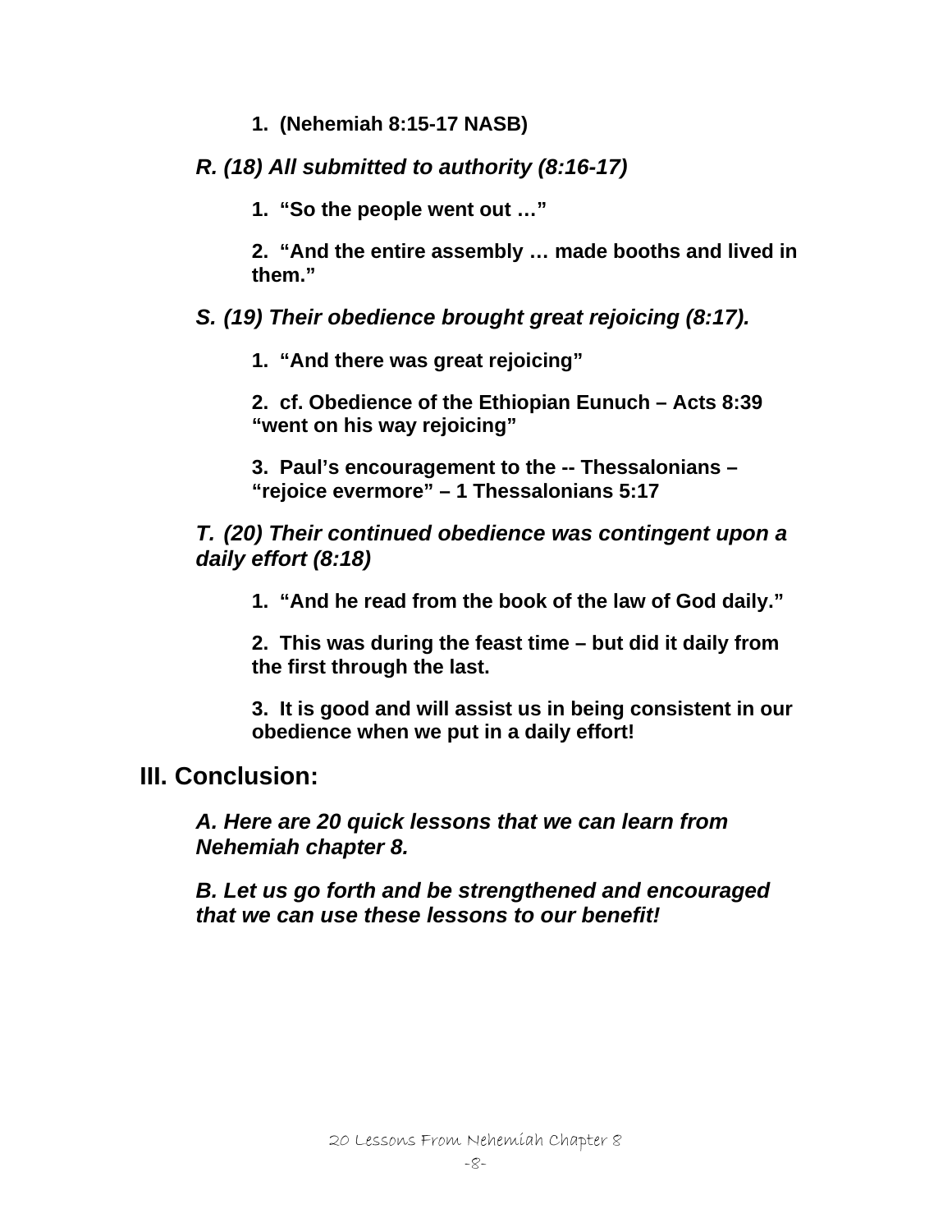**1. (Nehemiah 8:15-17 NASB)**

***R. (18) All submitted to authority (8:16-17)***

**1. "So the people went out …"**

**2. "And the entire assembly … made booths and lived in them."**

***S. (19) Their obedience brought great rejoicing (8:17).***

**1. "And there was great rejoicing"**

**2. cf. Obedience of the Ethiopian Eunuch – Acts 8:39 "went on his way rejoicing"**

**3. Paul's encouragement to the -- Thessalonians – "rejoice evermore" – 1 Thessalonians 5:17**

***T. (20) Their continued obedience was contingent upon a daily effort (8:18)***

**1. "And he read from the book of the law of God daily."**

**2. This was during the feast time – but did it daily from the first through the last.**

**3. It is good and will assist us in being consistent in our obedience when we put in a daily effort!**

## III. Conclusion:

***A. Here are 20 quick lessons that we can learn from Nehemiah chapter 8.***

***B. Let us go forth and be strengthened and encouraged that we can use these lessons to our benefit!***